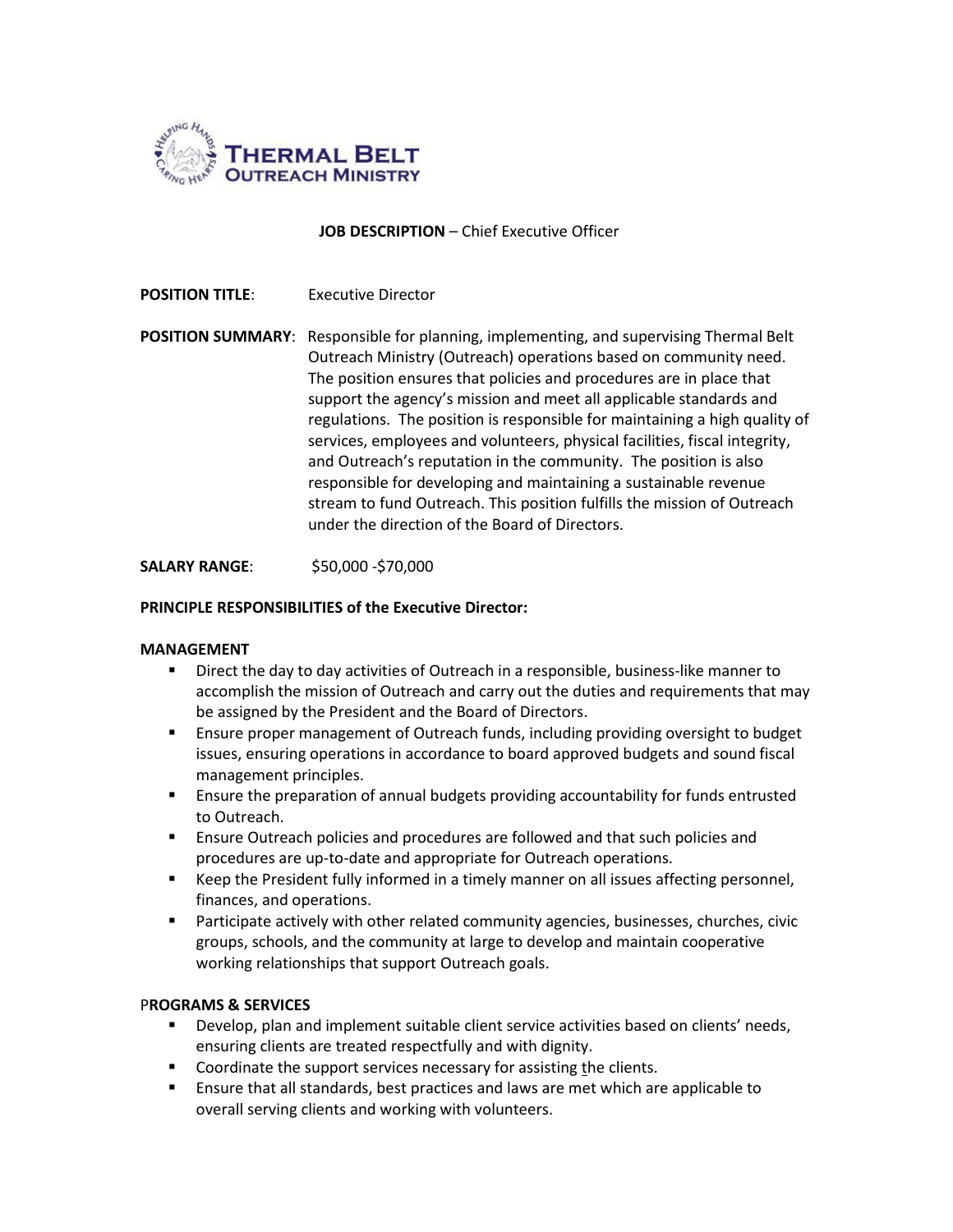THERMAL BELT OUTREACH MINISTRY

**JOB DESCRIPTION** – Chief Executive Officer

**POSITION TITLE**: Executive Director

**POSITION SUMMARY**: Responsible for planning, implementing, and supervising Thermal Belt Outreach Ministry (Outreach) operations based on community need. The position ensures that policies and procedures are in place that support the agency's mission and meet all applicable standards and regulations. The position is responsible for maintaining a high quality of services, employees and volunteers, physical facilities, fiscal integrity, and Outreach's reputation in the community. The position is also responsible for developing and maintaining a sustainable revenue stream to fund Outreach. This position fulfills the mission of Outreach under the direction of the Board of Directors.

**SALARY RANGE**: $50,000 -$70,000

**PRINCIPLE RESPONSIBILITIES of the Executive Director:**

**MANAGEMENT**

- Direct the day to day activities of Outreach in a responsible, business-like manner to accomplish the mission of Outreach and carry out the duties and requirements that may be assigned by the President and the Board of Directors.
- Ensure proper management of Outreach funds, including providing oversight to budget issues, ensuring operations in accordance to board approved budgets and sound fiscal management principles.
- Ensure the preparation of annual budgets providing accountability for funds entrusted to Outreach.
- Ensure Outreach policies and procedures are followed and that such policies and procedures are up-to-date and appropriate for Outreach operations.
- Keep the President fully informed in a timely manner on all issues affecting personnel, finances, and operations.
- Participate actively with other related community agencies, businesses, churches, civic groups, schools, and the community at large to develop and maintain cooperative working relationships that support Outreach goals.

**PROGRAMS & SERVICES**

- Develop, plan and implement suitable client service activities based on clients' needs, ensuring clients are treated respectfully and with dignity.
- Coordinate the support services necessary for assisting the clients.
- Ensure that all standards, best practices and laws are met which are applicable to overall serving clients and working with volunteers.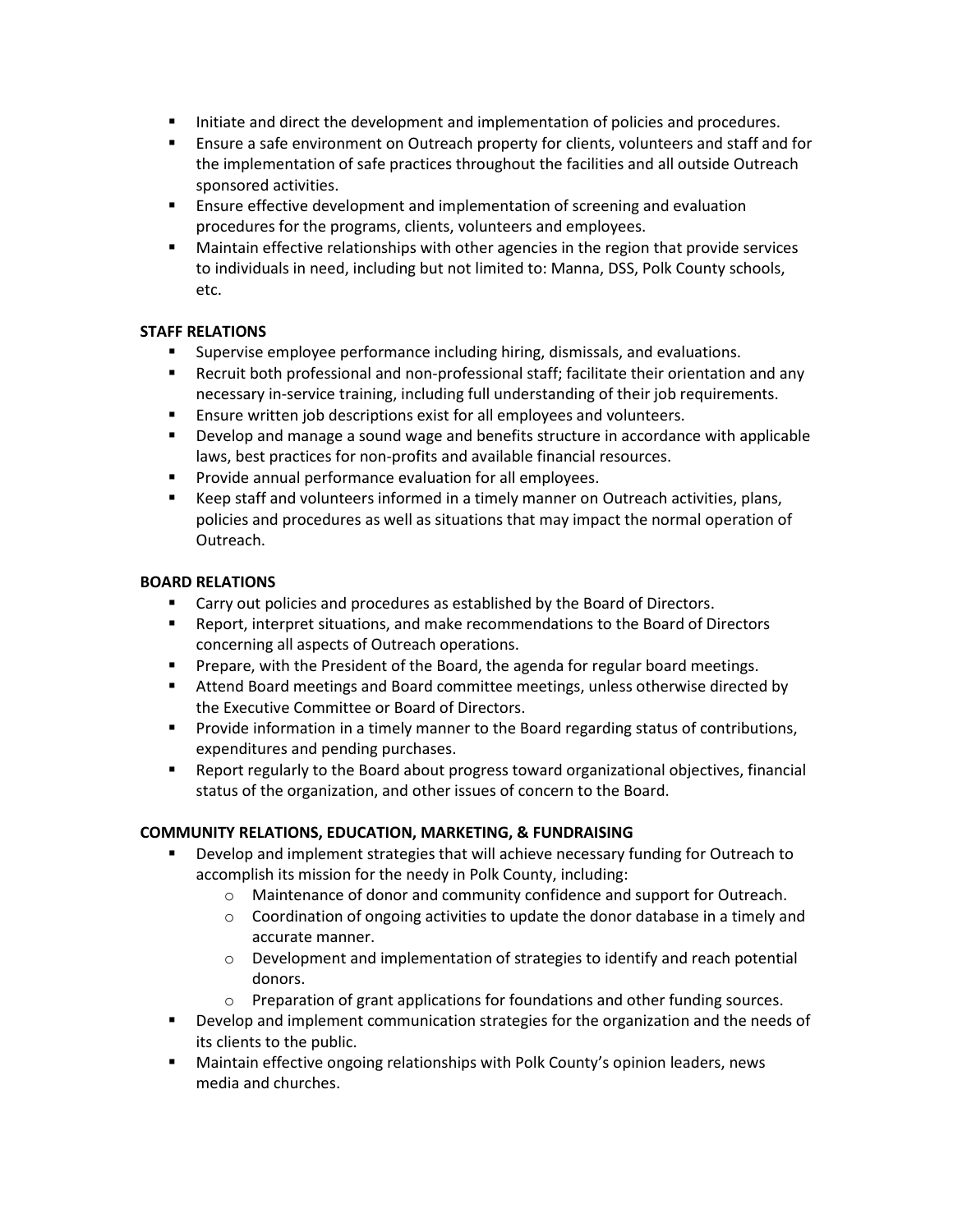- Initiate and direct the development and implementation of policies and procedures.
- Ensure a safe environment on Outreach property for clients, volunteers and staff and for the implementation of safe practices throughout the facilities and all outside Outreach sponsored activities.
- Ensure effective development and implementation of screening and evaluation procedures for the programs, clients, volunteers and employees.
- Maintain effective relationships with other agencies in the region that provide services to individuals in need, including but not limited to: Manna, DSS, Polk County schools, etc.

**STAFF RELATIONS**

- Supervise employee performance including hiring, dismissals, and evaluations.
- Recruit both professional and non-professional staff; facilitate their orientation and any necessary in-service training, including full understanding of their job requirements.
- Ensure written job descriptions exist for all employees and volunteers.
- Develop and manage a sound wage and benefits structure in accordance with applicable laws, best practices for non-profits and available financial resources.
- Provide annual performance evaluation for all employees.
- Keep staff and volunteers informed in a timely manner on Outreach activities, plans, policies and procedures as well as situations that may impact the normal operation of Outreach.

**BOARD RELATIONS**

- Carry out policies and procedures as established by the Board of Directors.
- Report, interpret situations, and make recommendations to the Board of Directors concerning all aspects of Outreach operations.
- Prepare, with the President of the Board, the agenda for regular board meetings.
- Attend Board meetings and Board committee meetings, unless otherwise directed by the Executive Committee or Board of Directors.
- Provide information in a timely manner to the Board regarding status of contributions, expenditures and pending purchases.
- Report regularly to the Board about progress toward organizational objectives, financial status of the organization, and other issues of concern to the Board.

**COMMUNITY RELATIONS, EDUCATION, MARKETING, & FUNDRAISING**

- Develop and implement strategies that will achieve necessary funding for Outreach to accomplish its mission for the needy in Polk County, including:
    - Maintenance of donor and community confidence and support for Outreach.
    - Coordination of ongoing activities to update the donor database in a timely and accurate manner.
    - Development and implementation of strategies to identify and reach potential donors.
    - Preparation of grant applications for foundations and other funding sources.
- Develop and implement communication strategies for the organization and the needs of its clients to the public.
- Maintain effective ongoing relationships with Polk County's opinion leaders, news media and churches.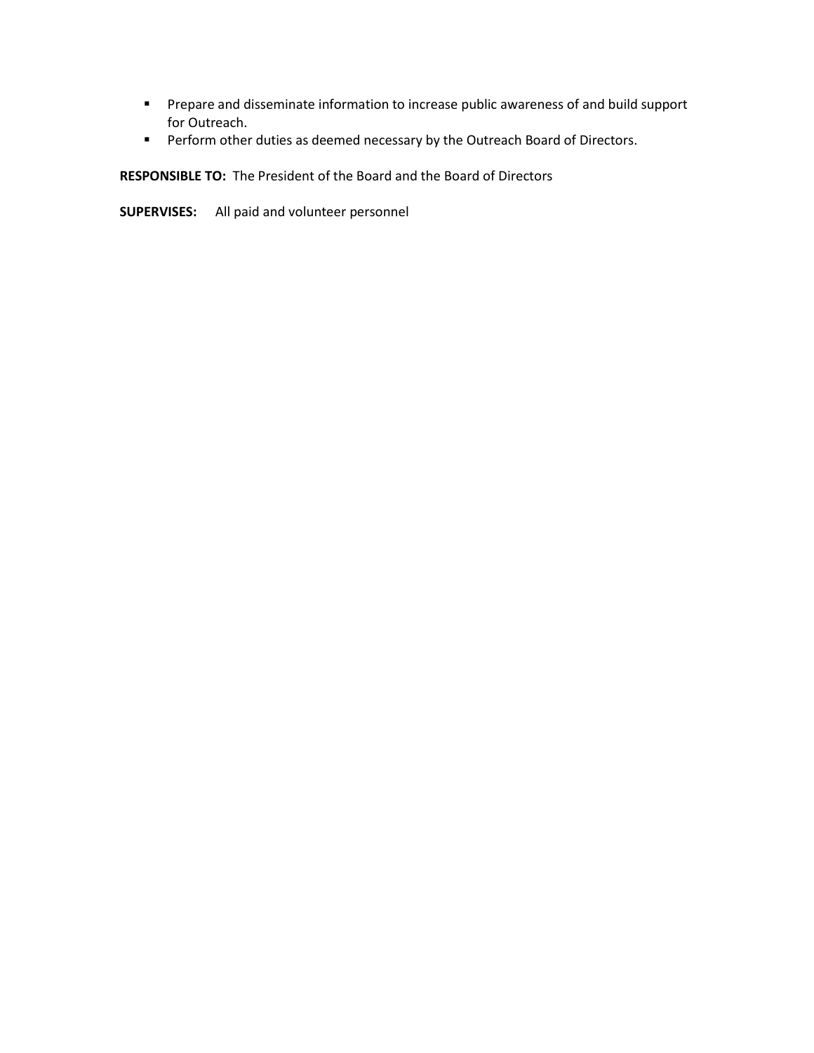- Prepare and disseminate information to increase public awareness of and build support for Outreach.
- Perform other duties as deemed necessary by the Outreach Board of Directors.

**RESPONSIBLE TO:** The President of the Board and the Board of Directors

**SUPERVISES:** All paid and volunteer personnel